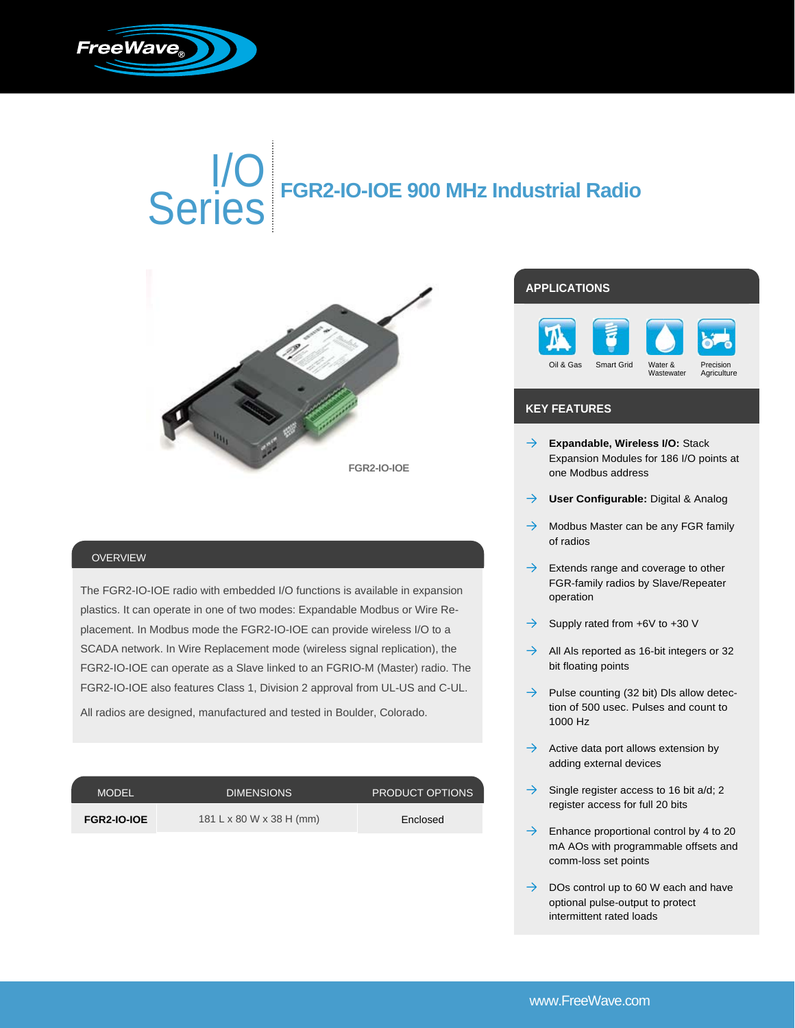# I/O Series

## FGR2-IO-IOE 900 MHz Industrial Radio

FGR2-IO-IOE

## APPLICATIONS

Oil & Gas · Smart Grid · Water & Wastewater · Precision Agriculture

## KEY FEATURES

- **Expandable, Wireless I/O:** Stack Expansion Modules for 186 I/O points at one Modbus address
- **User Configurable:** Digital & Analog
- Modbus Master can be any FGR family of radios
- Extends range and coverage to other FGR-family radios by Slave/Repeater operation
- Supply rated from +6V to +30 V
- All AIs reported as 16-bit integers or 32 bit floating points
- Pulse counting (32 bit) DIs allow detection of 500 usec. Pulses and count to 1000 Hz
- Active data port allows extension by adding external devices
- Single register access to 16 bit a/d; 2 register access for full 20 bits
- Enhance proportional control by 4 to 20 mA AOs with programmable offsets and comm-loss set points
- DOs control up to 60 W each and have optional pulse-output to protect intermittent rated loads

## OVERVIEW

The FGR2-IO-IOE radio with embedded I/O functions is available in expansion plastics. It can operate in one of two modes: Expandable Modbus or Wire Replacement. In Modbus mode the FGR2-IO-IOE can provide wireless I/O to a SCADA network. In Wire Replacement mode (wireless signal replication), the FGR2-IO-IOE can operate as a Slave linked to an FGRIO-M (Master) radio. The FGR2-IO-IOE also features Class 1, Division 2 approval from UL-US and C-UL.

All radios are designed, manufactured and tested in Boulder, Colorado.

| MODEL | DIMENSIONS | PRODUCT OPTIONS |
|---|---|---|
| **FGR2-IO-IOE** | 181 L x 80 W x 38 H (mm) | Enclosed |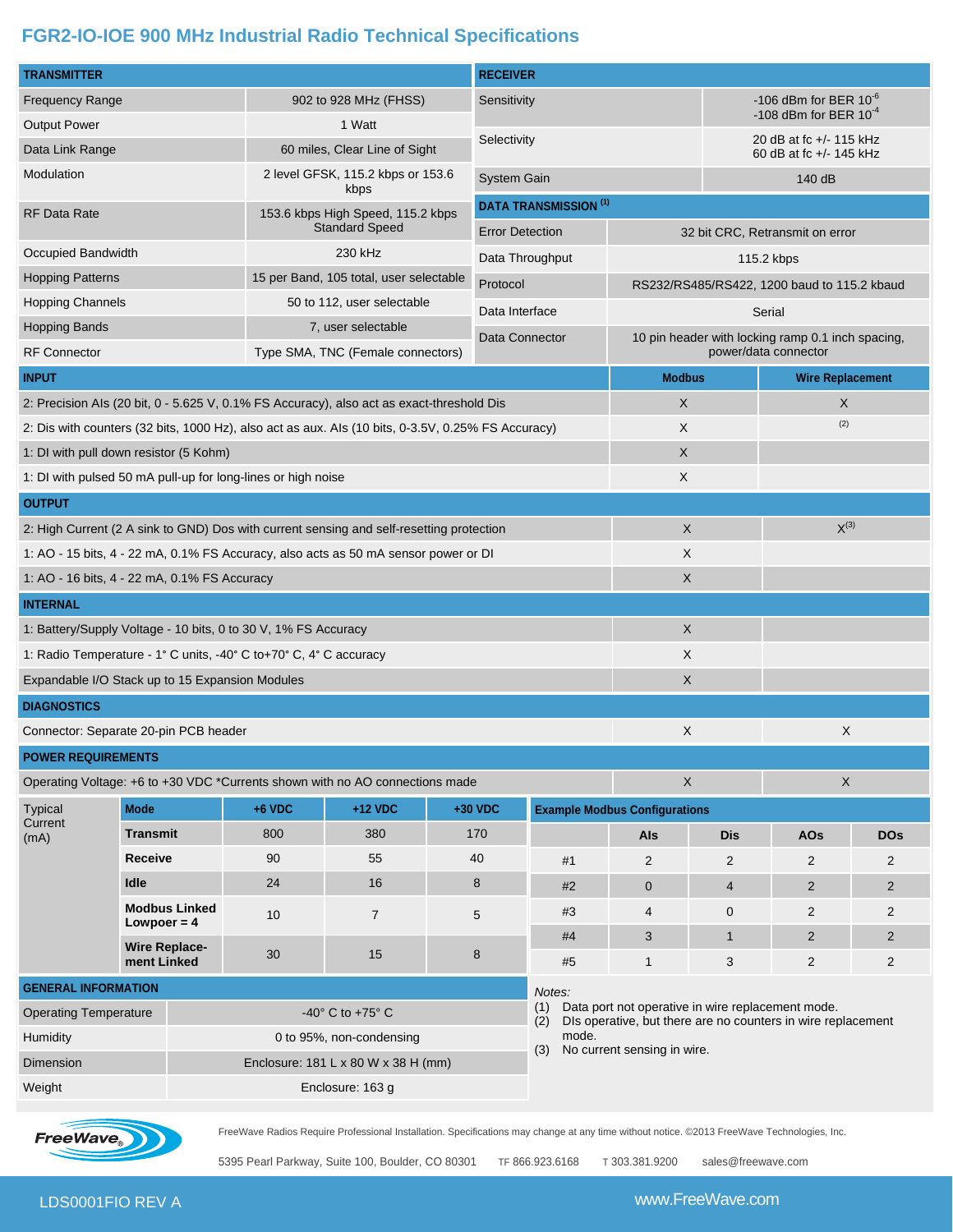# FGR2-IO-IOE 900 MHz Industrial Radio Technical Specifications

| TRANSMITTER | |
|---|---|
| Frequency Range | 902 to 928 MHz (FHSS) |
| Output Power | 1 Watt |
| Data Link Range | 60 miles, Clear Line of Sight |
| Modulation | 2 level GFSK, 115.2 kbps or 153.6 kbps |
| RF Data Rate | 153.6 kbps High Speed, 115.2 kbps Standard Speed |
| Occupied Bandwidth | 230 kHz |
| Hopping Patterns | 15 per Band, 105 total, user selectable |
| Hopping Channels | 50 to 112, user selectable |
| Hopping Bands | 7, user selectable |
| RF Connector | Type SMA, TNC (Female connectors) |

| RECEIVER | |
|---|---|
| Sensitivity | -106 dBm for BER $10^{-6}$<br>-108 dBm for BER $10^{-4}$ |
| Selectivity | 20 dB at fc +/- 115 kHz<br>60 dB at fc +/- 145 kHz |
| System Gain | 140 dB |

| DATA TRANSMISSION (1) | |
|---|---|
| Error Detection | 32 bit CRC, Retransmit on error |
| Data Throughput | 115.2 kbps |
| Protocol | RS232/RS485/RS422, 1200 baud to 115.2 kbaud |
| Data Interface | Serial |
| Data Connector | 10 pin header with locking ramp 0.1 inch spacing, power/data connector |

| | Modbus | Wire Replacement |
|---|---|---|
| **INPUT** | | |
| 2: Precision AIs (20 bit, 0 - 5.625 V, 0.1% FS Accuracy), also act as exact-threshold Dis | X | X |
| 2: Dis with counters (32 bits, 1000 Hz), also act as aux. AIs (10 bits, 0-3.5V, 0.25% FS Accuracy) | X | (2) |
| 1: DI with pull down resistor (5 Kohm) | X | |
| 1: DI with pulsed 50 mA pull-up for long-lines or high noise | X | |
| **OUTPUT** | | |
| 2: High Current (2 A sink to GND) Dos with current sensing and self-resetting protection | X | X(3) |
| 1: AO - 15 bits, 4 - 22 mA, 0.1% FS Accuracy, also acts as 50 mA sensor power or DI | X | |
| 1: AO - 16 bits, 4 - 22 mA, 0.1% FS Accuracy | X | |
| **INTERNAL** | | |
| 1: Battery/Supply Voltage - 10 bits, 0 to 30 V, 1% FS Accuracy | X | |
| 1: Radio Temperature - 1° C units, -40° C to+70° C, 4° C accuracy | X | |
| Expandable I/O Stack up to 15 Expansion Modules | X | |
| **DIAGNOSTICS** | | |
| Connector: Separate 20-pin PCB header | X | X |
| **POWER REQUIREMENTS** | | |
| Operating Voltage: +6 to +30 VDC *Currents shown with no AO connections made | X | X |

| | Mode | +6 VDC | +12 VDC | +30 VDC |
|---|---|---|---|---|
| Typical Current (mA) | **Transmit** | 800 | 380 | 170 |
| | **Receive** | 90 | 55 | 40 |
| | **Idle** | 24 | 16 | 8 |
| | **Modbus Linked Lowpoer = 4** | 10 | 7 | 5 |
| | **Wire Replacement Linked** | 30 | 15 | 8 |

**Example Modbus Configurations**

| | AIs | Dis | AOs | DOs |
|---|---|---|---|---|
| #1 | 2 | 2 | 2 | 2 |
| #2 | 0 | 4 | 2 | 2 |
| #3 | 4 | 0 | 2 | 2 |
| #4 | 3 | 1 | 2 | 2 |
| #5 | 1 | 3 | 2 | 2 |

| GENERAL INFORMATION | |
|---|---|
| Operating Temperature | -40° C to +75° C |
| Humidity | 0 to 95%, non-condensing |
| Dimension | Enclosure: 181 L x 80 W x 38 H (mm) |
| Weight | Enclosure: 163 g |

*Notes:*

(1) Data port not operative in wire replacement mode.
(2) DIs operative, but there are no counters in wire replacement mode.
(3) No current sensing in wire.

FreeWave Radios Require Professional Installation. Specifications may change at any time without notice. ©2013 FreeWave Technologies, Inc.

5395 Pearl Parkway, Suite 100, Boulder, CO 80301 TF 866.923.6168 T 303.381.9200 sales@freewave.com

LDS0001FIO REV A www.FreeWave.com